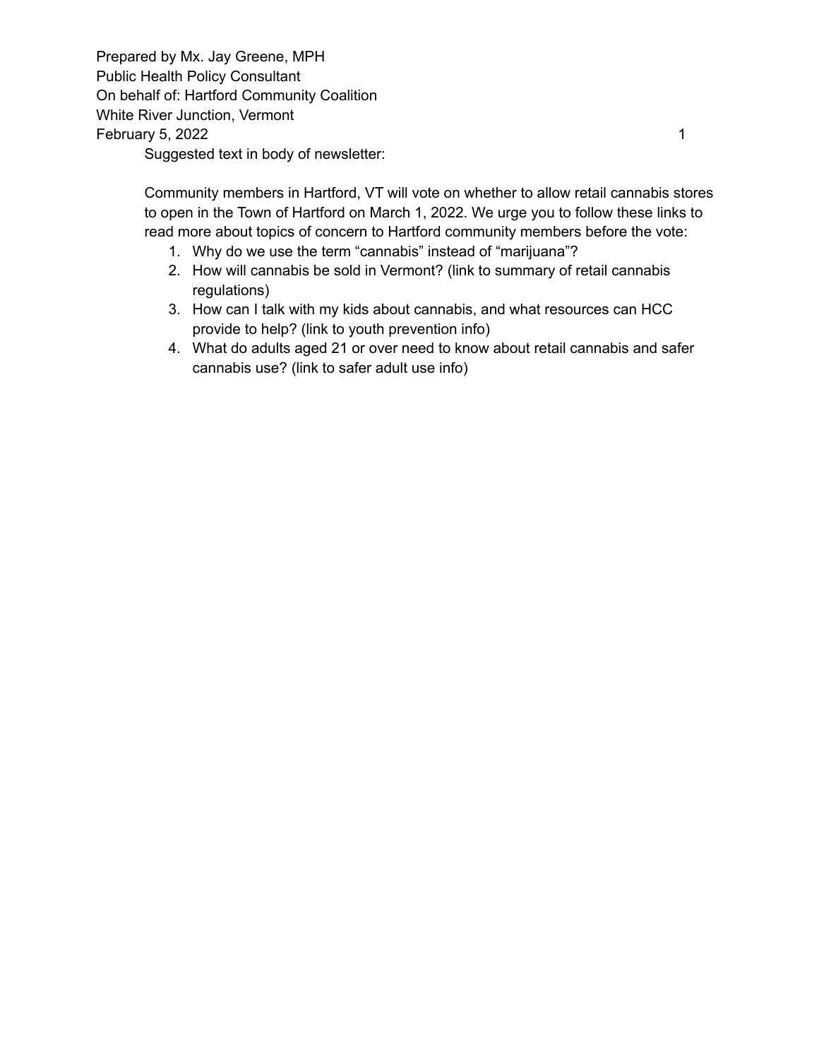Prepared by Mx. Jay Greene, MPH
Public Health Policy Consultant
On behalf of: Hartford Community Coalition
White River Junction, Vermont
February 5, 2022

Suggested text in body of newsletter:

Community members in Hartford, VT will vote on whether to allow retail cannabis stores to open in the Town of Hartford on March 1, 2022. We urge you to follow these links to read more about topics of concern to Hartford community members before the vote:

1. Why do we use the term “cannabis” instead of “marijuana”?
2. How will cannabis be sold in Vermont? (link to summary of retail cannabis regulations)
3. How can I talk with my kids about cannabis, and what resources can HCC provide to help? (link to youth prevention info)
4. What do adults aged 21 or over need to know about retail cannabis and safer cannabis use? (link to safer adult use info)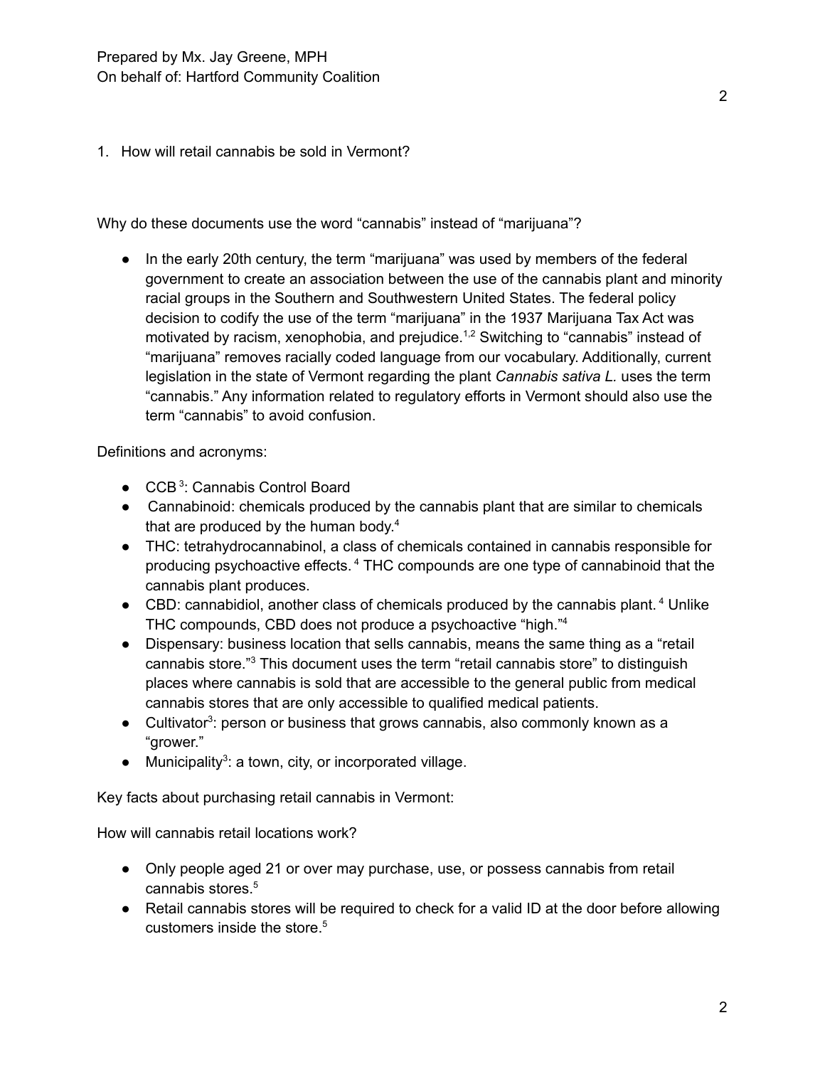1. How will retail cannabis be sold in Vermont?

Why do these documents use the word "cannabis" instead of "marijuana"?

- In the early 20th century, the term "marijuana" was used by members of the federal government to create an association between the use of the cannabis plant and minority racial groups in the Southern and Southwestern United States. The federal policy decision to codify the use of the term "marijuana" in the 1937 Marijuana Tax Act was motivated by racism, xenophobia, and prejudice.[1,2] Switching to "cannabis" instead of "marijuana" removes racially coded language from our vocabulary. Additionally, current legislation in the state of Vermont regarding the plant *Cannabis sativa L.* uses the term "cannabis." Any information related to regulatory efforts in Vermont should also use the term "cannabis" to avoid confusion.

Definitions and acronyms:

- CCB[3]: Cannabis Control Board
- Cannabinoid: chemicals produced by the cannabis plant that are similar to chemicals that are produced by the human body.[4]
- THC: tetrahydrocannabinol, a class of chemicals contained in cannabis responsible for producing psychoactive effects.[4] THC compounds are one type of cannabinoid that the cannabis plant produces.
- CBD: cannabidiol, another class of chemicals produced by the cannabis plant.[4] Unlike THC compounds, CBD does not produce a psychoactive "high."[4]
- Dispensary: business location that sells cannabis, means the same thing as a "retail cannabis store."[3] This document uses the term "retail cannabis store" to distinguish places where cannabis is sold that are accessible to the general public from medical cannabis stores that are only accessible to qualified medical patients.
- Cultivator[3]: person or business that grows cannabis, also commonly known as a "grower."
- Municipality[3]: a town, city, or incorporated village.

Key facts about purchasing retail cannabis in Vermont:

How will cannabis retail locations work?

- Only people aged 21 or over may purchase, use, or possess cannabis from retail cannabis stores.[5]
- Retail cannabis stores will be required to check for a valid ID at the door before allowing customers inside the store.[5]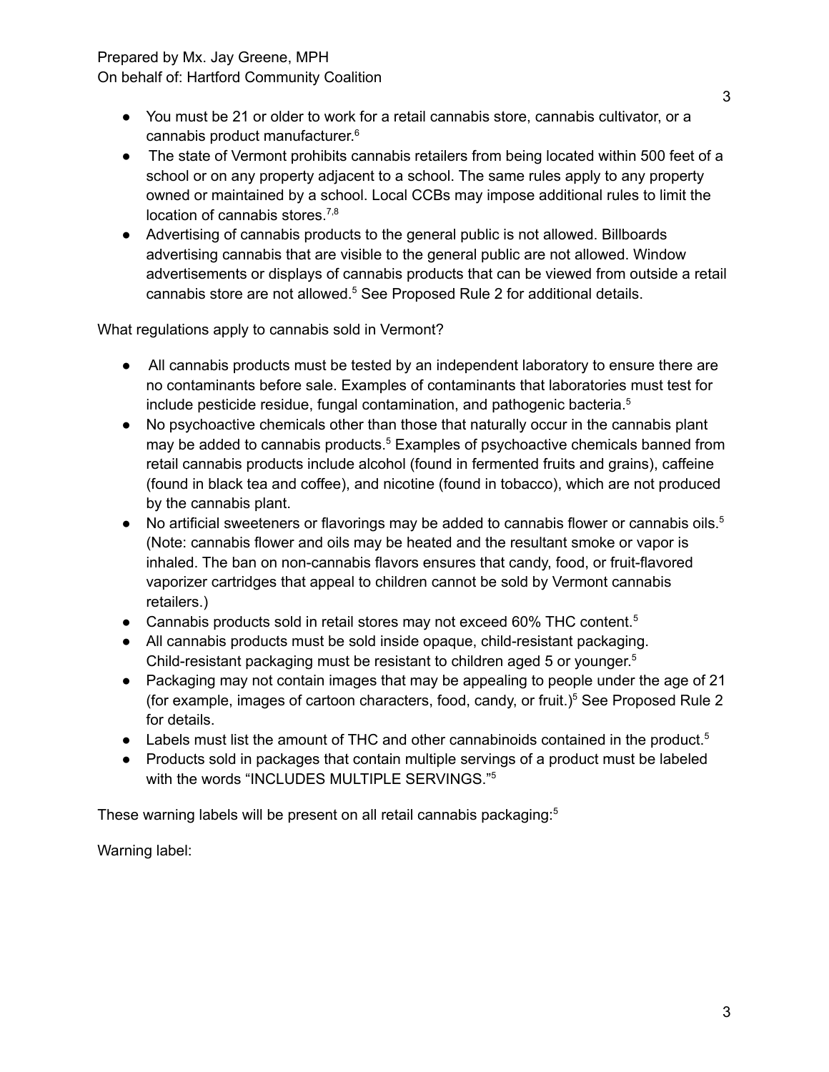- You must be 21 or older to work for a retail cannabis store, cannabis cultivator, or a cannabis product manufacturer.[6]
- The state of Vermont prohibits cannabis retailers from being located within 500 feet of a school or on any property adjacent to a school. The same rules apply to any property owned or maintained by a school. Local CCBs may impose additional rules to limit the location of cannabis stores.[7,8]
- Advertising of cannabis products to the general public is not allowed. Billboards advertising cannabis that are visible to the general public are not allowed. Window advertisements or displays of cannabis products that can be viewed from outside a retail cannabis store are not allowed.[5] See Proposed Rule 2 for additional details.

What regulations apply to cannabis sold in Vermont?

- All cannabis products must be tested by an independent laboratory to ensure there are no contaminants before sale. Examples of contaminants that laboratories must test for include pesticide residue, fungal contamination, and pathogenic bacteria.[5]
- No psychoactive chemicals other than those that naturally occur in the cannabis plant may be added to cannabis products.[5] Examples of psychoactive chemicals banned from retail cannabis products include alcohol (found in fermented fruits and grains), caffeine (found in black tea and coffee), and nicotine (found in tobacco), which are not produced by the cannabis plant.
- No artificial sweeteners or flavorings may be added to cannabis flower or cannabis oils.[5] (Note: cannabis flower and oils may be heated and the resultant smoke or vapor is inhaled. The ban on non-cannabis flavors ensures that candy, food, or fruit-flavored vaporizer cartridges that appeal to children cannot be sold by Vermont cannabis retailers.)
- Cannabis products sold in retail stores may not exceed 60% THC content.[5]
- All cannabis products must be sold inside opaque, child-resistant packaging. Child-resistant packaging must be resistant to children aged 5 or younger.[5]
- Packaging may not contain images that may be appealing to people under the age of 21 (for example, images of cartoon characters, food, candy, or fruit.)[5] See Proposed Rule 2 for details.
- Labels must list the amount of THC and other cannabinoids contained in the product.[5]
- Products sold in packages that contain multiple servings of a product must be labeled with the words "INCLUDES MULTIPLE SERVINGS."[5]

These warning labels will be present on all retail cannabis packaging:[5]

Warning label: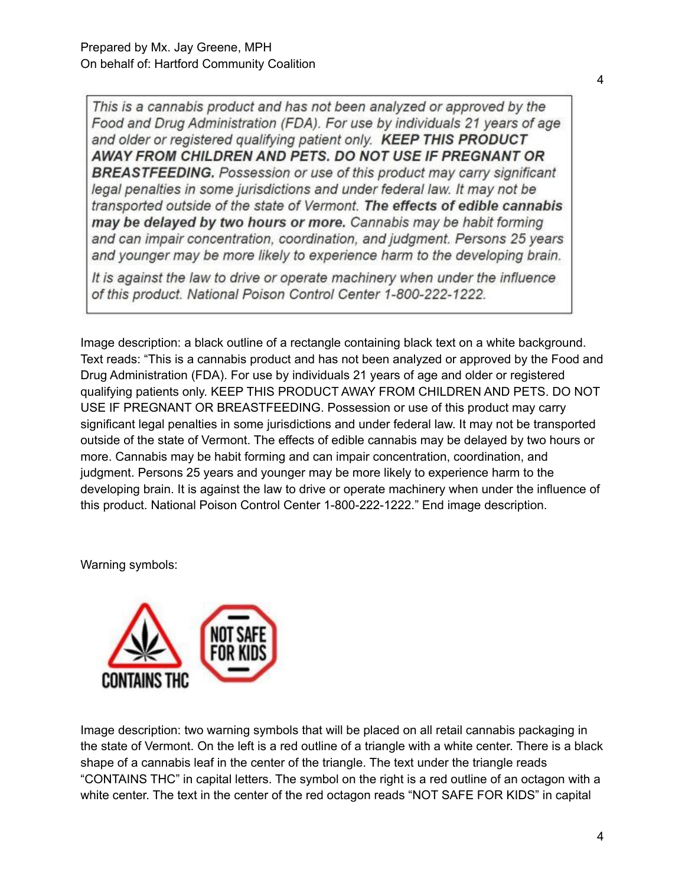This is a cannabis product and has not been analyzed or approved by the Food and Drug Administration (FDA). For use by individuals 21 years of age and older or registered qualifying patient only. **KEEP THIS PRODUCT AWAY FROM CHILDREN AND PETS. DO NOT USE IF PREGNANT OR BREASTFEEDING.** Possession or use of this product may carry significant legal penalties in some jurisdictions and under federal law. It may not be transported outside of the state of Vermont. **The effects of edible cannabis may be delayed by two hours or more.** Cannabis may be habit forming and can impair concentration, coordination, and judgment. Persons 25 years and younger may be more likely to experience harm to the developing brain.

It is against the law to drive or operate machinery when under the influence of this product. National Poison Control Center 1-800-222-1222.

Image description: a black outline of a rectangle containing black text on a white background. Text reads: "This is a cannabis product and has not been analyzed or approved by the Food and Drug Administration (FDA). For use by individuals 21 years of age and older or registered qualifying patients only. KEEP THIS PRODUCT AWAY FROM CHILDREN AND PETS. DO NOT USE IF PREGNANT OR BREASTFEEDING. Possession or use of this product may carry significant legal penalties in some jurisdictions and under federal law. It may not be transported outside of the state of Vermont. The effects of edible cannabis may be delayed by two hours or more. Cannabis may be habit forming and can impair concentration, coordination, and judgment. Persons 25 years and younger may be more likely to experience harm to the developing brain. It is against the law to drive or operate machinery when under the influence of this product. National Poison Control Center 1-800-222-1222." End image description.

Warning symbols:

CONTAINS THC

NOT SAFE FOR KIDS

Image description: two warning symbols that will be placed on all retail cannabis packaging in the state of Vermont. On the left is a red outline of a triangle with a white center. There is a black shape of a cannabis leaf in the center of the triangle. The text under the triangle reads "CONTAINS THC" in capital letters. The symbol on the right is a red outline of an octagon with a white center. The text in the center of the red octagon reads "NOT SAFE FOR KIDS" in capital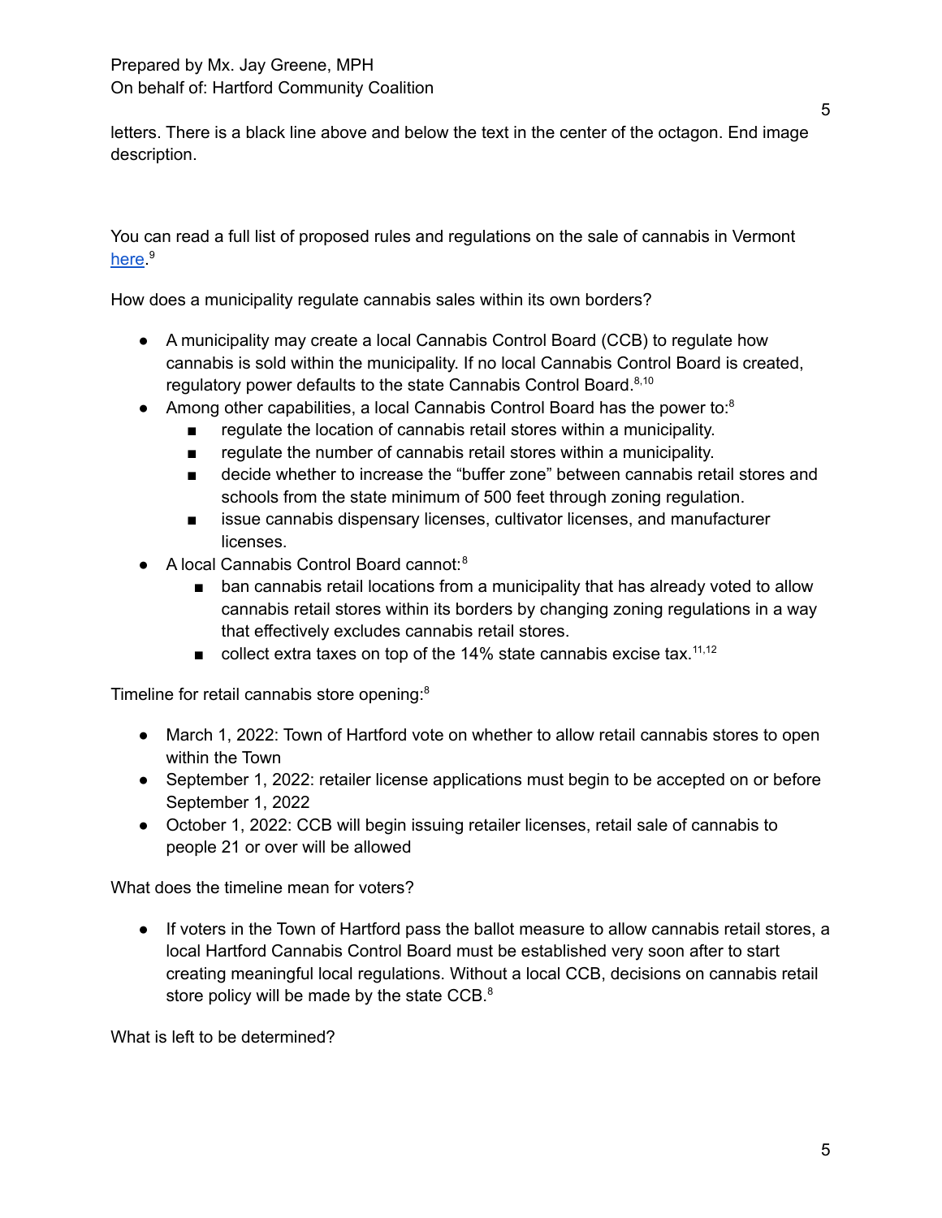letters. There is a black line above and below the text in the center of the octagon. End image description.

You can read a full list of proposed rules and regulations on the sale of cannabis in Vermont [here](here).[9]

How does a municipality regulate cannabis sales within its own borders?

- A municipality may create a local Cannabis Control Board (CCB) to regulate how cannabis is sold within the municipality. If no local Cannabis Control Board is created, regulatory power defaults to the state Cannabis Control Board.[8,10]
- Among other capabilities, a local Cannabis Control Board has the power to:[8]
  - regulate the location of cannabis retail stores within a municipality.
  - regulate the number of cannabis retail stores within a municipality.
  - decide whether to increase the "buffer zone" between cannabis retail stores and schools from the state minimum of 500 feet through zoning regulation.
  - issue cannabis dispensary licenses, cultivator licenses, and manufacturer licenses.
- A local Cannabis Control Board cannot:[8]
  - ban cannabis retail locations from a municipality that has already voted to allow cannabis retail stores within its borders by changing zoning regulations in a way that effectively excludes cannabis retail stores.
  - collect extra taxes on top of the 14% state cannabis excise tax.[11,12]

Timeline for retail cannabis store opening:[8]

- March 1, 2022: Town of Hartford vote on whether to allow retail cannabis stores to open within the Town
- September 1, 2022: retailer license applications must begin to be accepted on or before September 1, 2022
- October 1, 2022: CCB will begin issuing retailer licenses, retail sale of cannabis to people 21 or over will be allowed

What does the timeline mean for voters?

- If voters in the Town of Hartford pass the ballot measure to allow cannabis retail stores, a local Hartford Cannabis Control Board must be established very soon after to start creating meaningful local regulations. Without a local CCB, decisions on cannabis retail store policy will be made by the state CCB.[8]

What is left to be determined?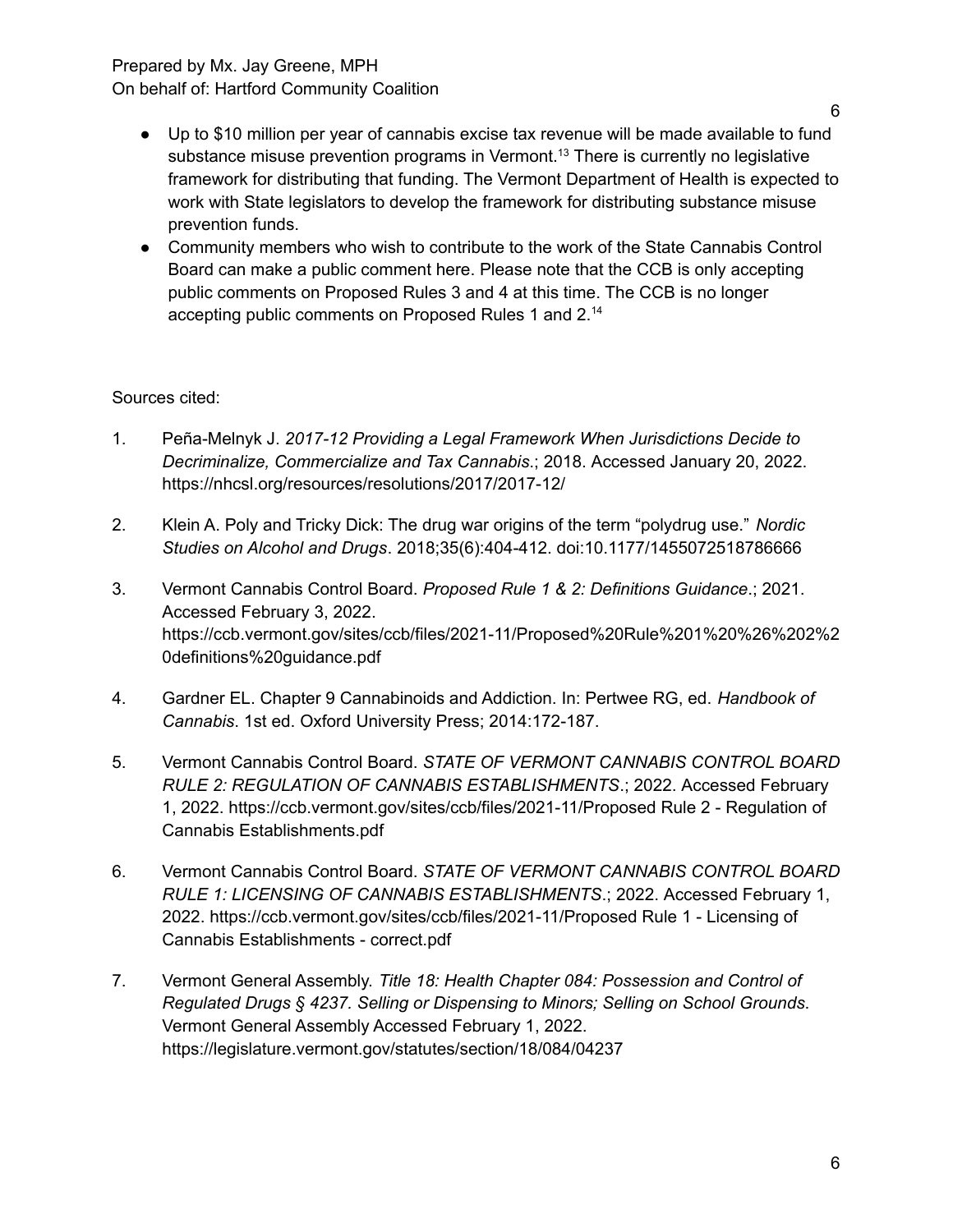- Up to $10 million per year of cannabis excise tax revenue will be made available to fund substance misuse prevention programs in Vermont.[13] There is currently no legislative framework for distributing that funding. The Vermont Department of Health is expected to work with State legislators to develop the framework for distributing substance misuse prevention funds.
- Community members who wish to contribute to the work of the State Cannabis Control Board can make a public comment here. Please note that the CCB is only accepting public comments on Proposed Rules 3 and 4 at this time. The CCB is no longer accepting public comments on Proposed Rules 1 and 2.[14]

Sources cited:

1. Peña-Melnyk J. *2017-12 Providing a Legal Framework When Jurisdictions Decide to Decriminalize, Commercialize and Tax Cannabis*.; 2018. Accessed January 20, 2022. https://nhcsl.org/resources/resolutions/2017/2017-12/
2. Klein A. Poly and Tricky Dick: The drug war origins of the term "polydrug use." *Nordic Studies on Alcohol and Drugs*. 2018;35(6):404-412. doi:10.1177/1455072518786666
3. Vermont Cannabis Control Board. *Proposed Rule 1 & 2: Definitions Guidance*.; 2021. Accessed February 3, 2022. https://ccb.vermont.gov/sites/ccb/files/2021-11/Proposed%20Rule%201%20%26%202%20definitions%20guidance.pdf
4. Gardner EL. Chapter 9 Cannabinoids and Addiction. In: Pertwee RG, ed. *Handbook of Cannabis*. 1st ed. Oxford University Press; 2014:172-187.
5. Vermont Cannabis Control Board. *STATE OF VERMONT CANNABIS CONTROL BOARD RULE 2: REGULATION OF CANNABIS ESTABLISHMENTS*.; 2022. Accessed February 1, 2022. https://ccb.vermont.gov/sites/ccb/files/2021-11/Proposed Rule 2 - Regulation of Cannabis Establishments.pdf
6. Vermont Cannabis Control Board. *STATE OF VERMONT CANNABIS CONTROL BOARD RULE 1: LICENSING OF CANNABIS ESTABLISHMENTS*.; 2022. Accessed February 1, 2022. https://ccb.vermont.gov/sites/ccb/files/2021-11/Proposed Rule 1 - Licensing of Cannabis Establishments - correct.pdf
7. Vermont General Assembly. *Title 18: Health Chapter 084: Possession and Control of Regulated Drugs § 4237. Selling or Dispensing to Minors; Selling on School Grounds*. Vermont General Assembly Accessed February 1, 2022. https://legislature.vermont.gov/statutes/section/18/084/04237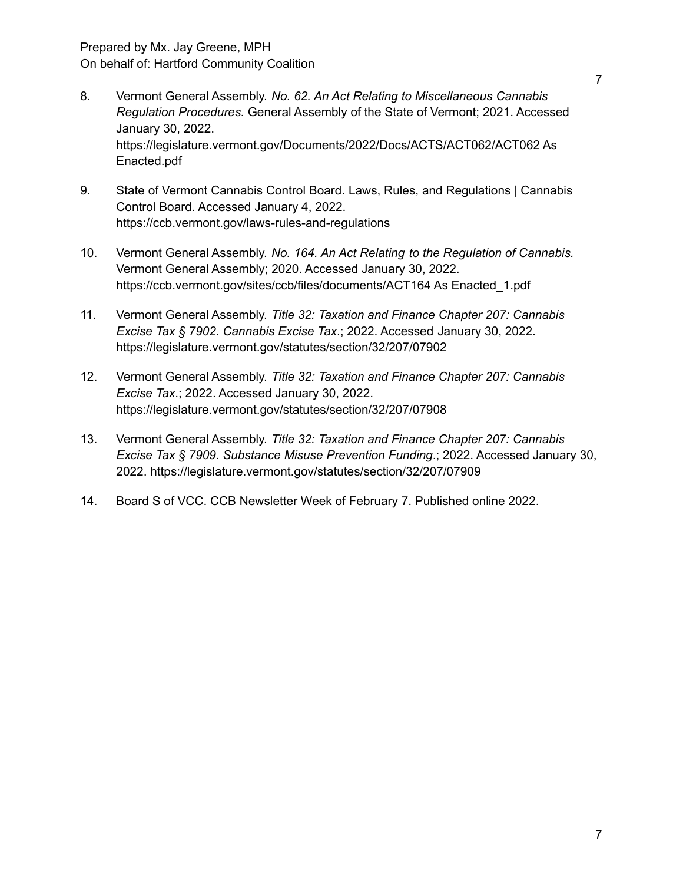8. Vermont General Assembly. *No. 62. An Act Relating to Miscellaneous Cannabis Regulation Procedures.* General Assembly of the State of Vermont; 2021. Accessed January 30, 2022. https://legislature.vermont.gov/Documents/2022/Docs/ACTS/ACT062/ACT062 As Enacted.pdf

9. State of Vermont Cannabis Control Board. Laws, Rules, and Regulations | Cannabis Control Board. Accessed January 4, 2022. https://ccb.vermont.gov/laws-rules-and-regulations

10. Vermont General Assembly. *No. 164. An Act Relating to the Regulation of Cannabis.* Vermont General Assembly; 2020. Accessed January 30, 2022. https://ccb.vermont.gov/sites/ccb/files/documents/ACT164 As Enacted_1.pdf

11. Vermont General Assembly. *Title 32: Taxation and Finance Chapter 207: Cannabis Excise Tax § 7902. Cannabis Excise Tax*.; 2022. Accessed January 30, 2022. https://legislature.vermont.gov/statutes/section/32/207/07902

12. Vermont General Assembly. *Title 32: Taxation and Finance Chapter 207: Cannabis Excise Tax*.; 2022. Accessed January 30, 2022. https://legislature.vermont.gov/statutes/section/32/207/07908

13. Vermont General Assembly. *Title 32: Taxation and Finance Chapter 207: Cannabis Excise Tax § 7909. Substance Misuse Prevention Funding*.; 2022. Accessed January 30, 2022. https://legislature.vermont.gov/statutes/section/32/207/07909

14. Board S of VCC. CCB Newsletter Week of February 7. Published online 2022.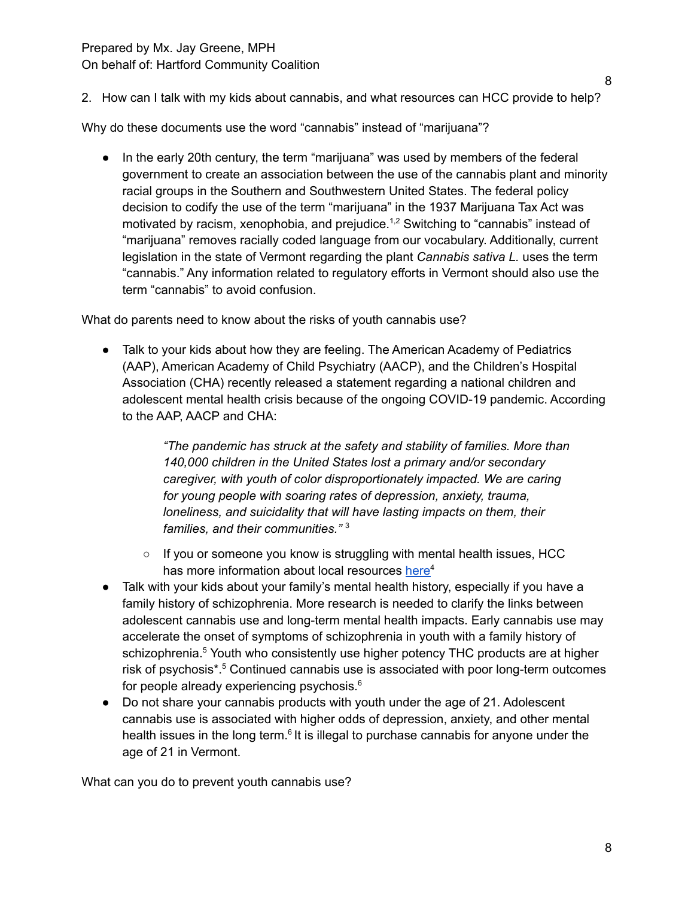2. How can I talk with my kids about cannabis, and what resources can HCC provide to help?

Why do these documents use the word “cannabis” instead of “marijuana”?

- In the early 20th century, the term “marijuana” was used by members of the federal government to create an association between the use of the cannabis plant and minority racial groups in the Southern and Southwestern United States. The federal policy decision to codify the use of the term “marijuana” in the 1937 Marijuana Tax Act was motivated by racism, xenophobia, and prejudice.[1,2] Switching to “cannabis” instead of “marijuana” removes racially coded language from our vocabulary. Additionally, current legislation in the state of Vermont regarding the plant *Cannabis sativa L.* uses the term “cannabis.” Any information related to regulatory efforts in Vermont should also use the term “cannabis” to avoid confusion.

What do parents need to know about the risks of youth cannabis use?

- Talk to your kids about how they are feeling. The American Academy of Pediatrics (AAP), American Academy of Child Psychiatry (AACP), and the Children’s Hospital Association (CHA) recently released a statement regarding a national children and adolescent mental health crisis because of the ongoing COVID-19 pandemic. According to the AAP, AACP and CHA:

  > *“The pandemic has struck at the safety and stability of families. More than 140,000 children in the United States lost a primary and/or secondary caregiver, with youth of color disproportionately impacted. We are caring for young people with soaring rates of depression, anxiety, trauma, loneliness, and suicidality that will have lasting impacts on them, their families, and their communities.”* [3]

  - If you or someone you know is struggling with mental health issues, HCC has more information about local resources here[4]
- Talk with your kids about your family’s mental health history, especially if you have a family history of schizophrenia. More research is needed to clarify the links between adolescent cannabis use and long-term mental health impacts. Early cannabis use may accelerate the onset of symptoms of schizophrenia in youth with a family history of schizophrenia.[5] Youth who consistently use higher potency THC products are at higher risk of psychosis*.[5] Continued cannabis use is associated with poor long-term outcomes for people already experiencing psychosis.[6]
- Do not share your cannabis products with youth under the age of 21. Adolescent cannabis use is associated with higher odds of depression, anxiety, and other mental health issues in the long term.[6] It is illegal to purchase cannabis for anyone under the age of 21 in Vermont.

What can you do to prevent youth cannabis use?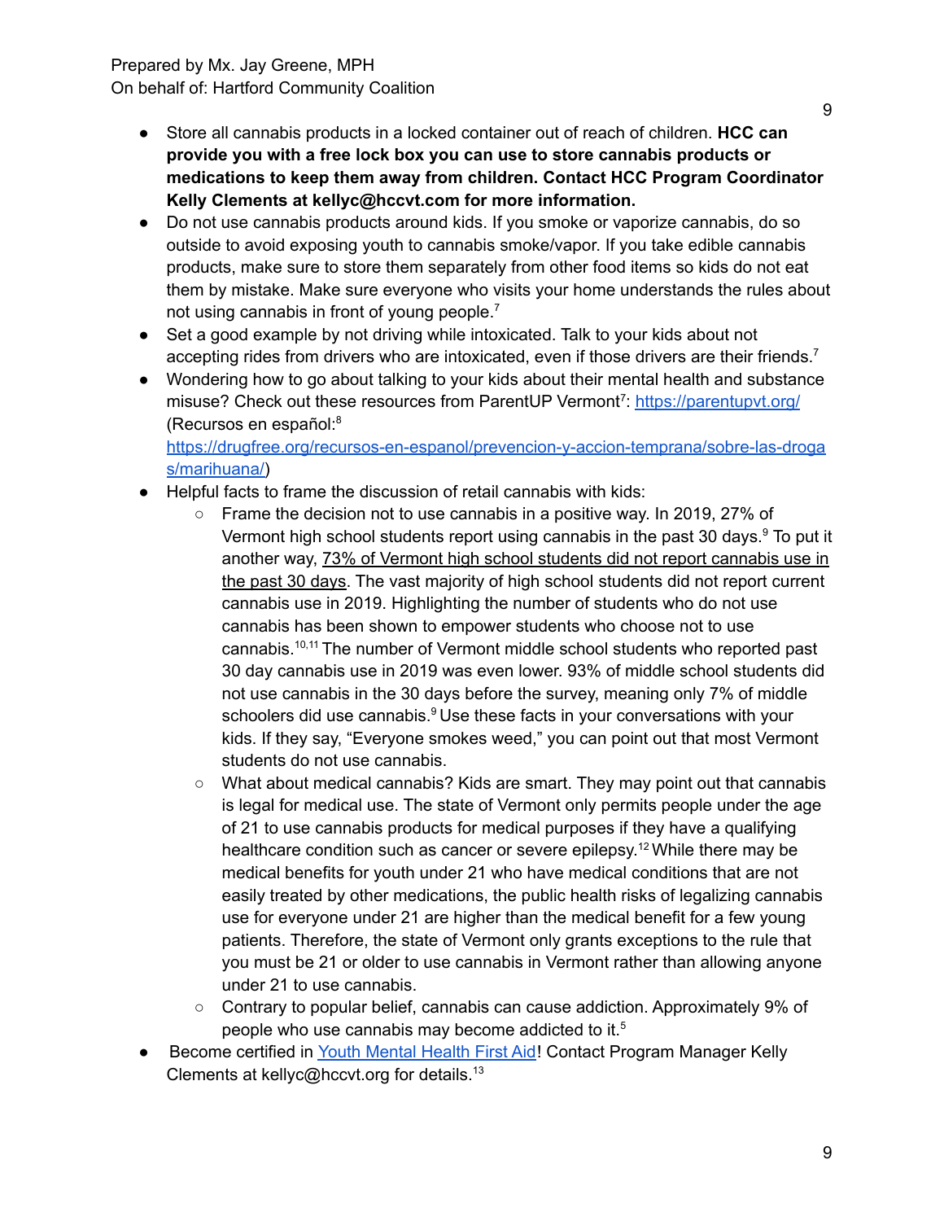- Store all cannabis products in a locked container out of reach of children. **HCC can provide you with a free lock box you can use to store cannabis products or medications to keep them away from children. Contact HCC Program Coordinator Kelly Clements at kellyc@hccvt.com for more information.**
- Do not use cannabis products around kids. If you smoke or vaporize cannabis, do so outside to avoid exposing youth to cannabis smoke/vapor. If you take edible cannabis products, make sure to store them separately from other food items so kids do not eat them by mistake. Make sure everyone who visits your home understands the rules about not using cannabis in front of young people.[7]
- Set a good example by not driving while intoxicated. Talk to your kids about not accepting rides from drivers who are intoxicated, even if those drivers are their friends.[7]
- Wondering how to go about talking to your kids about their mental health and substance misuse? Check out these resources from ParentUP Vermont[7]: [https://parentupvt.org/](https://parentupvt.org/) (Recursos en español:[8] [https://drugfree.org/recursos-en-espanol/prevencion-y-accion-temprana/sobre-las-drogas/marihuana/](https://drugfree.org/recursos-en-espanol/prevencion-y-accion-temprana/sobre-las-drogas/marihuana/))
- Helpful facts to frame the discussion of retail cannabis with kids:
  - Frame the decision not to use cannabis in a positive way. In 2019, 27% of Vermont high school students report using cannabis in the past 30 days.[9] To put it another way, <u>73% of Vermont high school students did not report cannabis use in the past 30 days</u>. The vast majority of high school students did not report current cannabis use in 2019. Highlighting the number of students who do not use cannabis has been shown to empower students who choose not to use cannabis.[10,11] The number of Vermont middle school students who reported past 30 day cannabis use in 2019 was even lower. 93% of middle school students did not use cannabis in the 30 days before the survey, meaning only 7% of middle schoolers did use cannabis.[9] Use these facts in your conversations with your kids. If they say, "Everyone smokes weed," you can point out that most Vermont students do not use cannabis.
  - What about medical cannabis? Kids are smart. They may point out that cannabis is legal for medical use. The state of Vermont only permits people under the age of 21 to use cannabis products for medical purposes if they have a qualifying healthcare condition such as cancer or severe epilepsy.[12] While there may be medical benefits for youth under 21 who have medical conditions that are not easily treated by other medications, the public health risks of legalizing cannabis use for everyone under 21 are higher than the medical benefit for a few young patients. Therefore, the state of Vermont only grants exceptions to the rule that you must be 21 or older to use cannabis in Vermont rather than allowing anyone under 21 to use cannabis.
  - Contrary to popular belief, cannabis can cause addiction. Approximately 9% of people who use cannabis may become addicted to it.[5]
- Become certified in [Youth Mental Health First Aid](Youth Mental Health First Aid)! Contact Program Manager Kelly Clements at kellyc@hccvt.org for details.[13]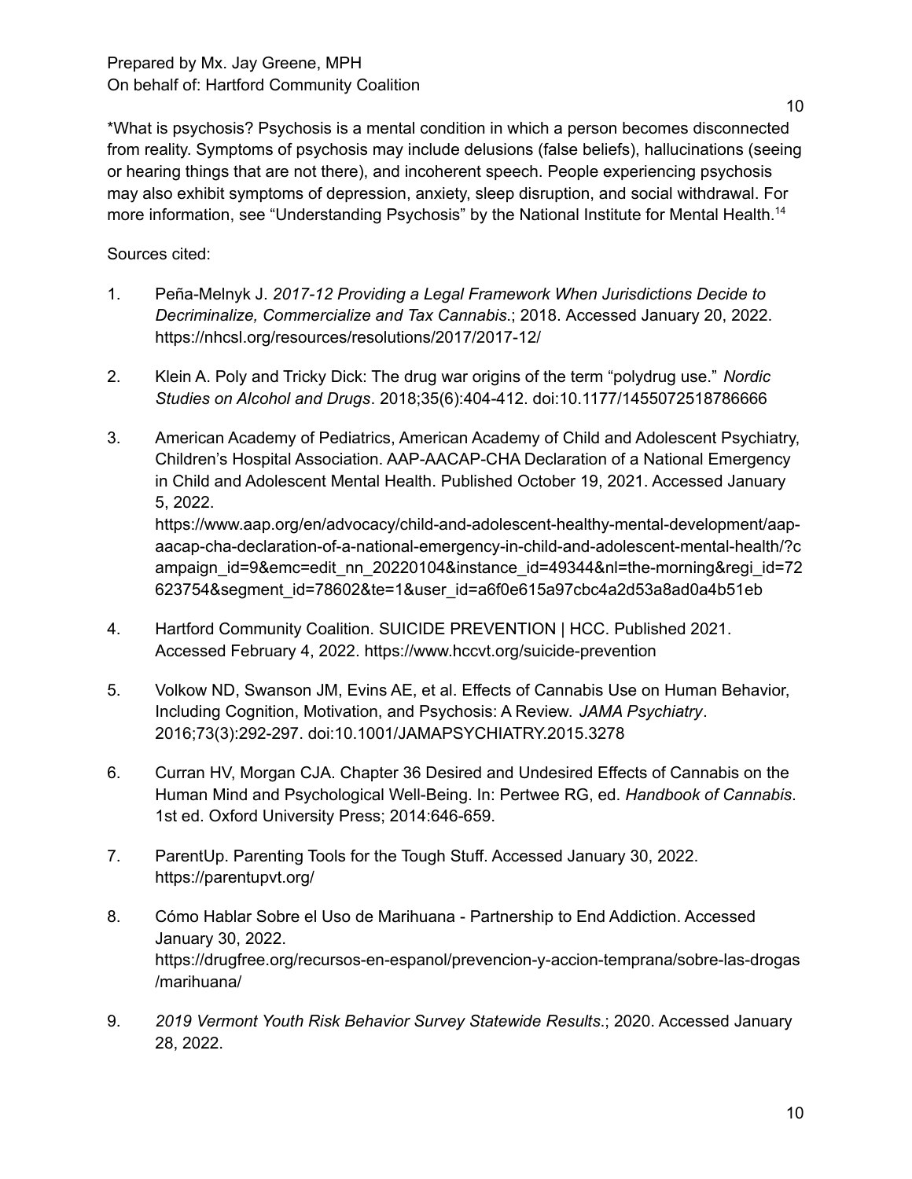*What is psychosis? Psychosis is a mental condition in which a person becomes disconnected from reality. Symptoms of psychosis may include delusions (false beliefs), hallucinations (seeing or hearing things that are not there), and incoherent speech. People experiencing psychosis may also exhibit symptoms of depression, anxiety, sleep disruption, and social withdrawal. For more information, see "Understanding Psychosis" by the National Institute for Mental Health.[14]

Sources cited:

1. Peña-Melnyk J. *2017-12 Providing a Legal Framework When Jurisdictions Decide to Decriminalize, Commercialize and Tax Cannabis*.; 2018. Accessed January 20, 2022. https://nhcsl.org/resources/resolutions/2017/2017-12/

2. Klein A. Poly and Tricky Dick: The drug war origins of the term "polydrug use." *Nordic Studies on Alcohol and Drugs*. 2018;35(6):404-412. doi:10.1177/1455072518786666

3. American Academy of Pediatrics, American Academy of Child and Adolescent Psychiatry, Children's Hospital Association. AAP-AACAP-CHA Declaration of a National Emergency in Child and Adolescent Mental Health. Published October 19, 2021. Accessed January 5, 2022. https://www.aap.org/en/advocacy/child-and-adolescent-healthy-mental-development/aap-aacap-cha-declaration-of-a-national-emergency-in-child-and-adolescent-mental-health/?campaign_id=9&emc=edit_nn_20220104&instance_id=49344&nl=the-morning&regi_id=72623754&segment_id=78602&te=1&user_id=a6f0e615a97cbc4a2d53a8ad0a4b51eb

4. Hartford Community Coalition. SUICIDE PREVENTION | HCC. Published 2021. Accessed February 4, 2022. https://www.hccvt.org/suicide-prevention

5. Volkow ND, Swanson JM, Evins AE, et al. Effects of Cannabis Use on Human Behavior, Including Cognition, Motivation, and Psychosis: A Review. *JAMA Psychiatry*. 2016;73(3):292-297. doi:10.1001/JAMAPSYCHIATRY.2015.3278

6. Curran HV, Morgan CJA. Chapter 36 Desired and Undesired Effects of Cannabis on the Human Mind and Psychological Well-Being. In: Pertwee RG, ed. *Handbook of Cannabis*. 1st ed. Oxford University Press; 2014:646-659.

7. ParentUp. Parenting Tools for the Tough Stuff. Accessed January 30, 2022. https://parentupvt.org/

8. Cómo Hablar Sobre el Uso de Marihuana - Partnership to End Addiction. Accessed January 30, 2022. https://drugfree.org/recursos-en-espanol/prevencion-y-accion-temprana/sobre-las-drogas/marihuana/

9. *2019 Vermont Youth Risk Behavior Survey Statewide Results*.; 2020. Accessed January 28, 2022.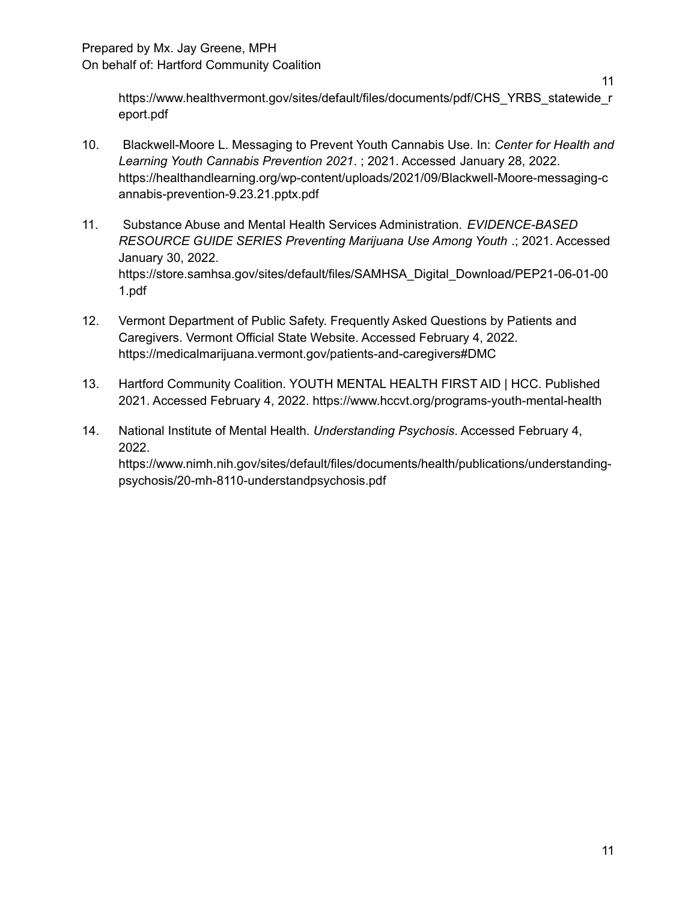https://www.healthvermont.gov/sites/default/files/documents/pdf/CHS_YRBS_statewide_report.pdf

10. Blackwell-Moore L. Messaging to Prevent Youth Cannabis Use. In: *Center for Health and Learning Youth Cannabis Prevention 2021*. ; 2021. Accessed January 28, 2022. https://healthandlearning.org/wp-content/uploads/2021/09/Blackwell-Moore-messaging-cannabis-prevention-9.23.21.pptx.pdf

11. Substance Abuse and Mental Health Services Administration. *EVIDENCE-BASED RESOURCE GUIDE SERIES Preventing Marijuana Use Among Youth* .; 2021. Accessed January 30, 2022. https://store.samhsa.gov/sites/default/files/SAMHSA_Digital_Download/PEP21-06-01-001.pdf

12. Vermont Department of Public Safety. Frequently Asked Questions by Patients and Caregivers. Vermont Official State Website. Accessed February 4, 2022. https://medicalmarijuana.vermont.gov/patients-and-caregivers#DMC

13. Hartford Community Coalition. YOUTH MENTAL HEALTH FIRST AID | HCC. Published 2021. Accessed February 4, 2022. https://www.hccvt.org/programs-youth-mental-health

14. National Institute of Mental Health. *Understanding Psychosis*. Accessed February 4, 2022. https://www.nimh.nih.gov/sites/default/files/documents/health/publications/understanding-psychosis/20-mh-8110-understandpsychosis.pdf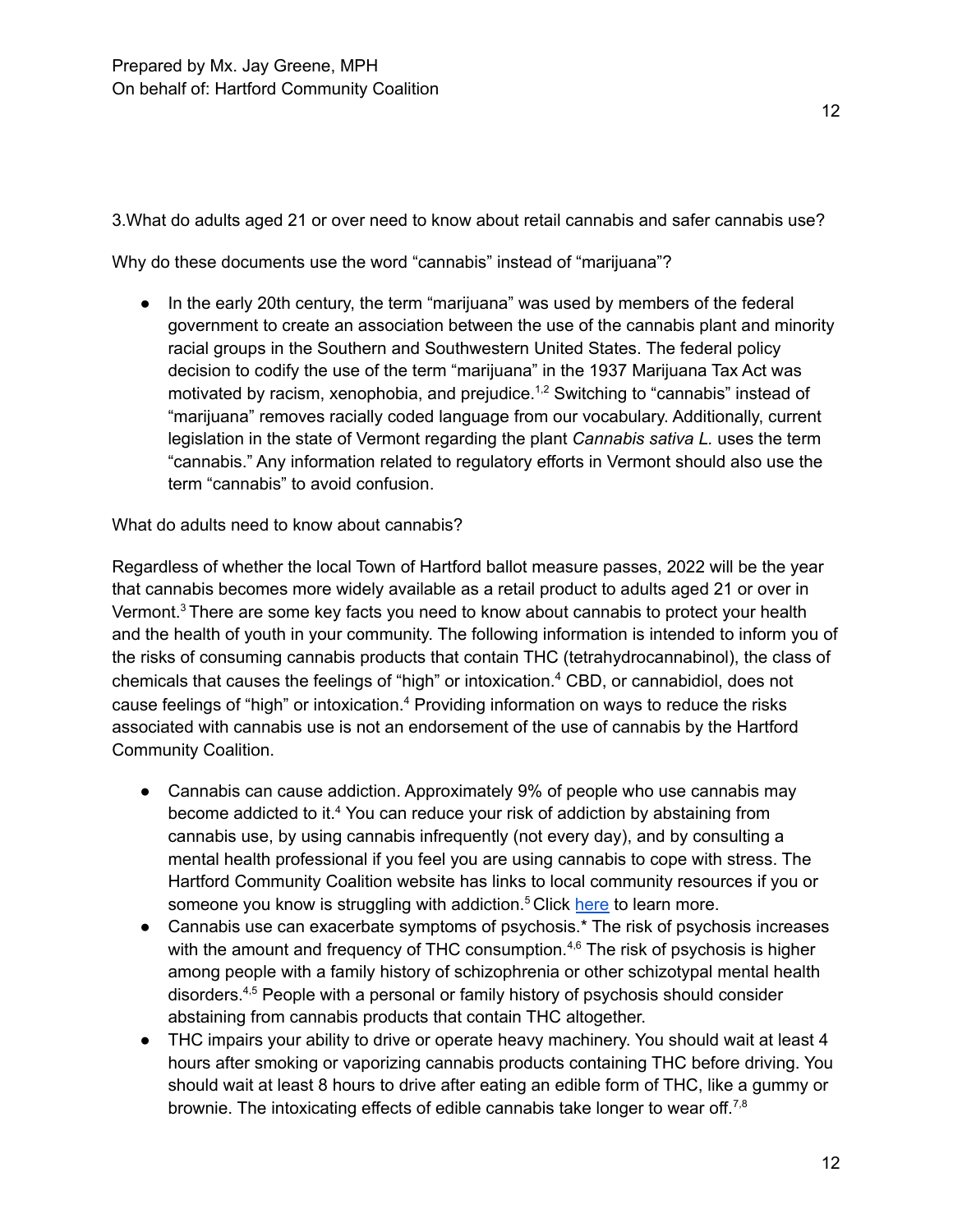3.What do adults aged 21 or over need to know about retail cannabis and safer cannabis use?

Why do these documents use the word “cannabis” instead of “marijuana”?

- In the early 20th century, the term “marijuana” was used by members of the federal government to create an association between the use of the cannabis plant and minority racial groups in the Southern and Southwestern United States. The federal policy decision to codify the use of the term “marijuana” in the 1937 Marijuana Tax Act was motivated by racism, xenophobia, and prejudice.[1,2] Switching to “cannabis” instead of “marijuana” removes racially coded language from our vocabulary. Additionally, current legislation in the state of Vermont regarding the plant *Cannabis sativa L.* uses the term “cannabis.” Any information related to regulatory efforts in Vermont should also use the term “cannabis” to avoid confusion.

What do adults need to know about cannabis?

Regardless of whether the local Town of Hartford ballot measure passes, 2022 will be the year that cannabis becomes more widely available as a retail product to adults aged 21 or over in Vermont.[3] There are some key facts you need to know about cannabis to protect your health and the health of youth in your community. The following information is intended to inform you of the risks of consuming cannabis products that contain THC (tetrahydrocannabinol), the class of chemicals that causes the feelings of “high” or intoxication.[4] CBD, or cannabidiol, does not cause feelings of “high” or intoxication.[4] Providing information on ways to reduce the risks associated with cannabis use is not an endorsement of the use of cannabis by the Hartford Community Coalition.

- Cannabis can cause addiction. Approximately 9% of people who use cannabis may become addicted to it.[4] You can reduce your risk of addiction by abstaining from cannabis use, by using cannabis infrequently (not every day), and by consulting a mental health professional if you feel you are using cannabis to cope with stress. The Hartford Community Coalition website has links to local community resources if you or someone you know is struggling with addiction.[5] Click here to learn more.
- Cannabis use can exacerbate symptoms of psychosis.* The risk of psychosis increases with the amount and frequency of THC consumption.[4,6] The risk of psychosis is higher among people with a family history of schizophrenia or other schizotypal mental health disorders.[4,5] People with a personal or family history of psychosis should consider abstaining from cannabis products that contain THC altogether.
- THC impairs your ability to drive or operate heavy machinery. You should wait at least 4 hours after smoking or vaporizing cannabis products containing THC before driving. You should wait at least 8 hours to drive after eating an edible form of THC, like a gummy or brownie. The intoxicating effects of edible cannabis take longer to wear off.[7,8]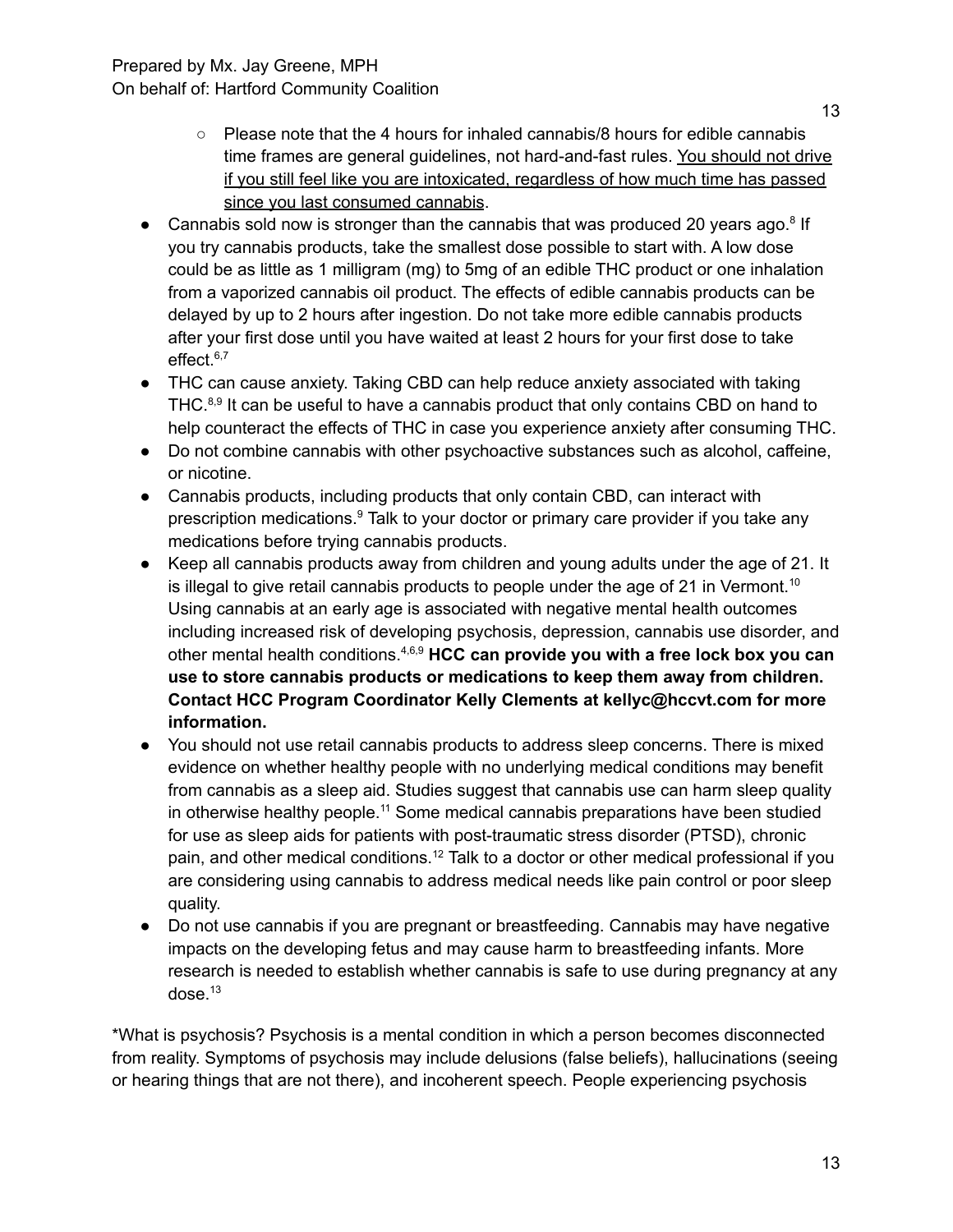- Please note that the 4 hours for inhaled cannabis/8 hours for edible cannabis time frames are general guidelines, not hard-and-fast rules. <u>You should not drive if you still feel like you are intoxicated, regardless of how much time has passed since you last consumed cannabis</u>.
- Cannabis sold now is stronger than the cannabis that was produced 20 years ago.[8] If you try cannabis products, take the smallest dose possible to start with. A low dose could be as little as 1 milligram (mg) to 5mg of an edible THC product or one inhalation from a vaporized cannabis oil product. The effects of edible cannabis products can be delayed by up to 2 hours after ingestion. Do not take more edible cannabis products after your first dose until you have waited at least 2 hours for your first dose to take effect.[6,7]
- THC can cause anxiety. Taking CBD can help reduce anxiety associated with taking THC.[8,9] It can be useful to have a cannabis product that only contains CBD on hand to help counteract the effects of THC in case you experience anxiety after consuming THC.
- Do not combine cannabis with other psychoactive substances such as alcohol, caffeine, or nicotine.
- Cannabis products, including products that only contain CBD, can interact with prescription medications.[9] Talk to your doctor or primary care provider if you take any medications before trying cannabis products.
- Keep all cannabis products away from children and young adults under the age of 21. It is illegal to give retail cannabis products to people under the age of 21 in Vermont.[10] Using cannabis at an early age is associated with negative mental health outcomes including increased risk of developing psychosis, depression, cannabis use disorder, and other mental health conditions.[4,6,9] **HCC can provide you with a free lock box you can use to store cannabis products or medications to keep them away from children. Contact HCC Program Coordinator Kelly Clements at kellyc@hccvt.com for more information.**
- You should not use retail cannabis products to address sleep concerns. There is mixed evidence on whether healthy people with no underlying medical conditions may benefit from cannabis as a sleep aid. Studies suggest that cannabis use can harm sleep quality in otherwise healthy people.[11] Some medical cannabis preparations have been studied for use as sleep aids for patients with post-traumatic stress disorder (PTSD), chronic pain, and other medical conditions.[12] Talk to a doctor or other medical professional if you are considering using cannabis to address medical needs like pain control or poor sleep quality.
- Do not use cannabis if you are pregnant or breastfeeding. Cannabis may have negative impacts on the developing fetus and may cause harm to breastfeeding infants. More research is needed to establish whether cannabis is safe to use during pregnancy at any dose.[13]

*What is psychosis? Psychosis is a mental condition in which a person becomes disconnected from reality. Symptoms of psychosis may include delusions (false beliefs), hallucinations (seeing or hearing things that are not there), and incoherent speech. People experiencing psychosis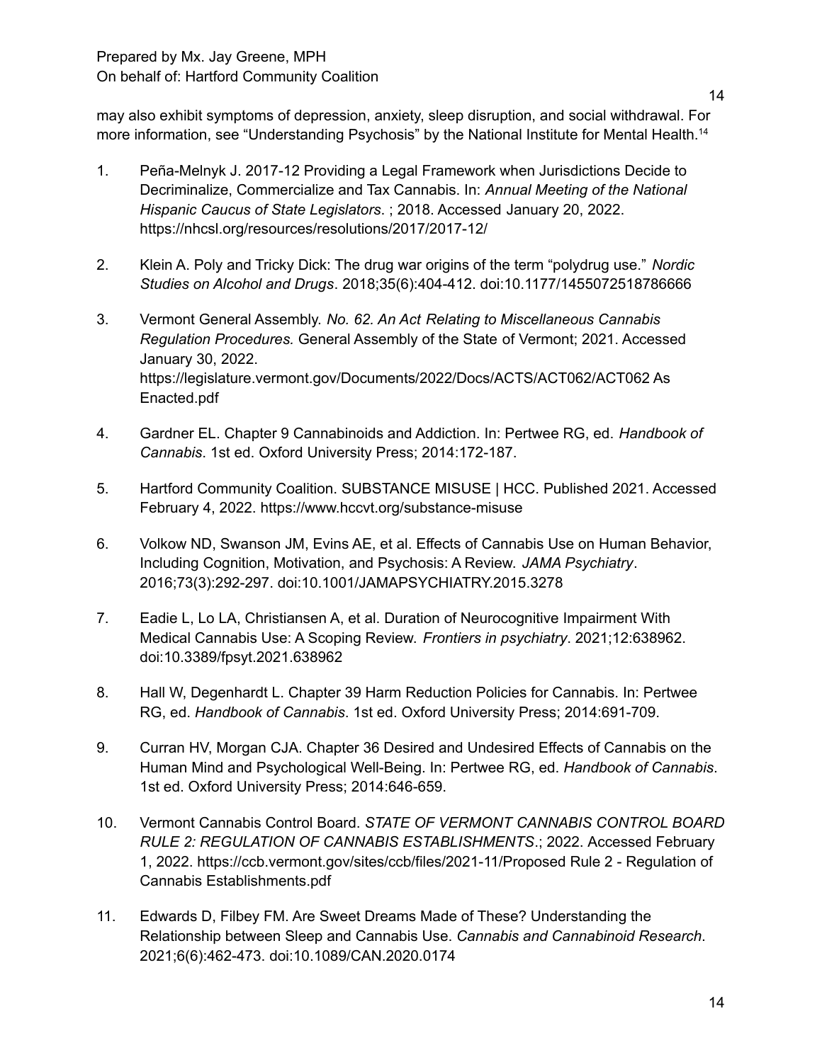may also exhibit symptoms of depression, anxiety, sleep disruption, and social withdrawal. For more information, see "Understanding Psychosis" by the National Institute for Mental Health.[14]

1. Peña-Melnyk J. 2017-12 Providing a Legal Framework when Jurisdictions Decide to Decriminalize, Commercialize and Tax Cannabis. In: *Annual Meeting of the National Hispanic Caucus of State Legislators*. ; 2018. Accessed January 20, 2022. https://nhcsl.org/resources/resolutions/2017/2017-12/

2. Klein A. Poly and Tricky Dick: The drug war origins of the term "polydrug use." *Nordic Studies on Alcohol and Drugs*. 2018;35(6):404-412. doi:10.1177/1455072518786666

3. Vermont General Assembly. *No. 62. An Act Relating to Miscellaneous Cannabis Regulation Procedures.* General Assembly of the State of Vermont; 2021. Accessed January 30, 2022. https://legislature.vermont.gov/Documents/2022/Docs/ACTS/ACT062/ACT062 As Enacted.pdf

4. Gardner EL. Chapter 9 Cannabinoids and Addiction. In: Pertwee RG, ed. *Handbook of Cannabis*. 1st ed. Oxford University Press; 2014:172-187.

5. Hartford Community Coalition. SUBSTANCE MISUSE | HCC. Published 2021. Accessed February 4, 2022. https://www.hccvt.org/substance-misuse

6. Volkow ND, Swanson JM, Evins AE, et al. Effects of Cannabis Use on Human Behavior, Including Cognition, Motivation, and Psychosis: A Review. *JAMA Psychiatry*. 2016;73(3):292-297. doi:10.1001/JAMAPSYCHIATRY.2015.3278

7. Eadie L, Lo LA, Christiansen A, et al. Duration of Neurocognitive Impairment With Medical Cannabis Use: A Scoping Review. *Frontiers in psychiatry*. 2021;12:638962. doi:10.3389/fpsyt.2021.638962

8. Hall W, Degenhardt L. Chapter 39 Harm Reduction Policies for Cannabis. In: Pertwee RG, ed. *Handbook of Cannabis*. 1st ed. Oxford University Press; 2014:691-709.

9. Curran HV, Morgan CJA. Chapter 36 Desired and Undesired Effects of Cannabis on the Human Mind and Psychological Well-Being. In: Pertwee RG, ed. *Handbook of Cannabis*. 1st ed. Oxford University Press; 2014:646-659.

10. Vermont Cannabis Control Board. *STATE OF VERMONT CANNABIS CONTROL BOARD RULE 2: REGULATION OF CANNABIS ESTABLISHMENTS*.; 2022. Accessed February 1, 2022. https://ccb.vermont.gov/sites/ccb/files/2021-11/Proposed Rule 2 - Regulation of Cannabis Establishments.pdf

11. Edwards D, Filbey FM. Are Sweet Dreams Made of These? Understanding the Relationship between Sleep and Cannabis Use. *Cannabis and Cannabinoid Research*. 2021;6(6):462-473. doi:10.1089/CAN.2020.0174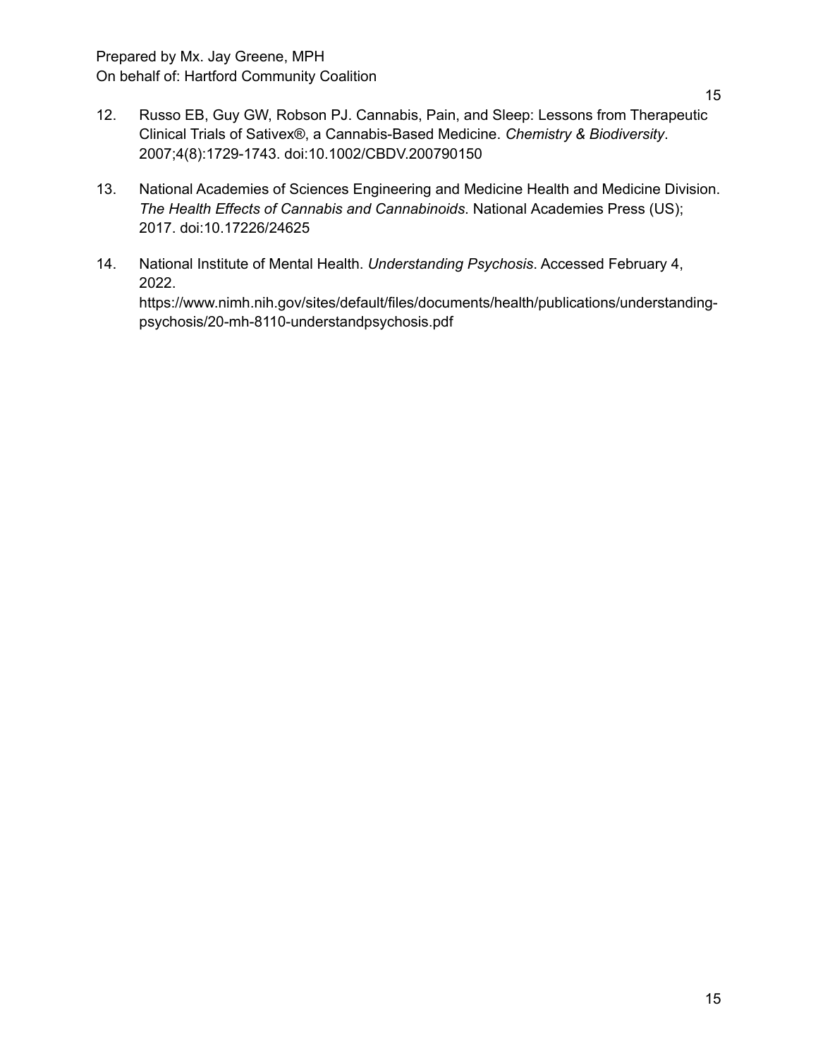12. Russo EB, Guy GW, Robson PJ. Cannabis, Pain, and Sleep: Lessons from Therapeutic Clinical Trials of Sativex®, a Cannabis-Based Medicine. *Chemistry & Biodiversity*. 2007;4(8):1729-1743. doi:10.1002/CBDV.200790150

13. National Academies of Sciences Engineering and Medicine Health and Medicine Division. *The Health Effects of Cannabis and Cannabinoids*. National Academies Press (US); 2017. doi:10.17226/24625

14. National Institute of Mental Health. *Understanding Psychosis*. Accessed February 4, 2022. https://www.nimh.nih.gov/sites/default/files/documents/health/publications/understanding-psychosis/20-mh-8110-understandpsychosis.pdf